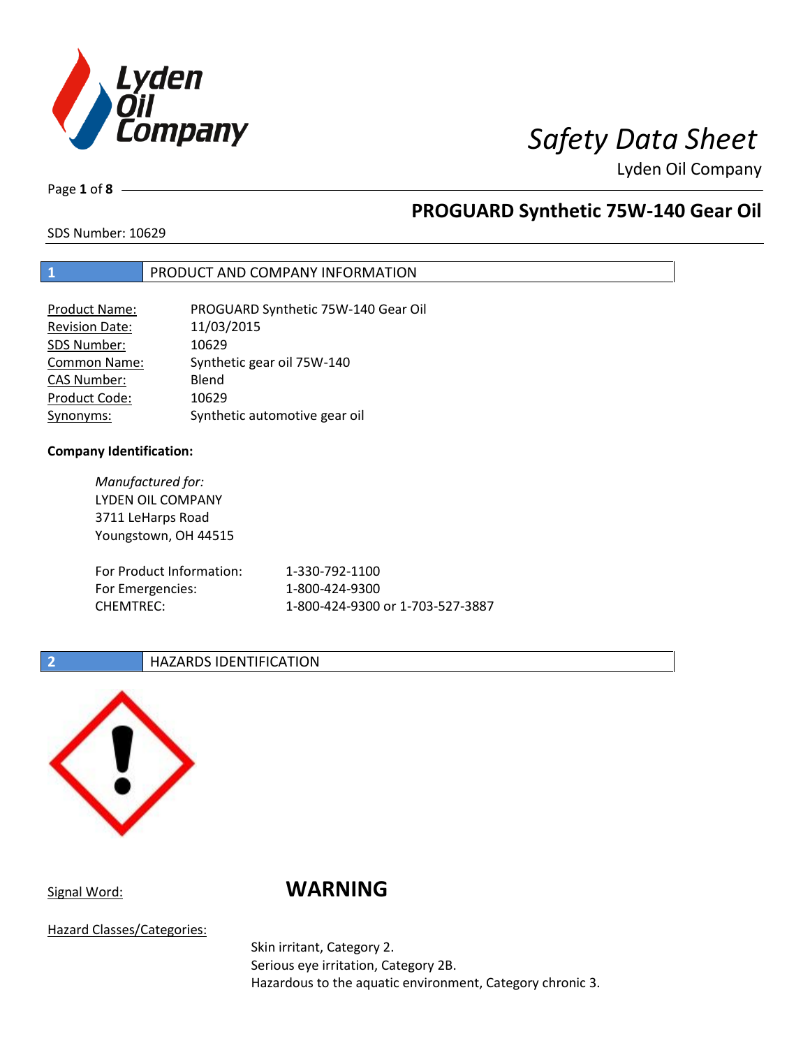# Safety Data Sheet

Lyden Oil Company

## PROGUARD Synthetic 75W-140 Gear Oil

SDS Number: 10629

## 1 PRODUCT AND COMPANY INFORMATION

| | |
|---|---|
| Product Name: | PROGUARD Synthetic 75W-140 Gear Oil |
| Revision Date: | 11/03/2015 |
| SDS Number: | 10629 |
| Common Name: | Synthetic gear oil 75W-140 |
| CAS Number: | Blend |
| Product Code: | 10629 |
| Synonyms: | Synthetic automotive gear oil |

**Company Identification:**

*Manufactured for:*
LYDEN OIL COMPANY
3711 LeHarps Road
Youngstown, OH 44515

| | |
|---|---|
| For Product Information: | 1-330-792-1100 |
| For Emergencies: | 1-800-424-9300 |
| CHEMTREC: | 1-800-424-9300 or 1-703-527-3887 |

## 2 HAZARDS IDENTIFICATION

Signal Word: **WARNING**

Hazard Classes/Categories:

Skin irritant, Category 2.
Serious eye irritation, Category 2B.
Hazardous to the aquatic environment, Category chronic 3.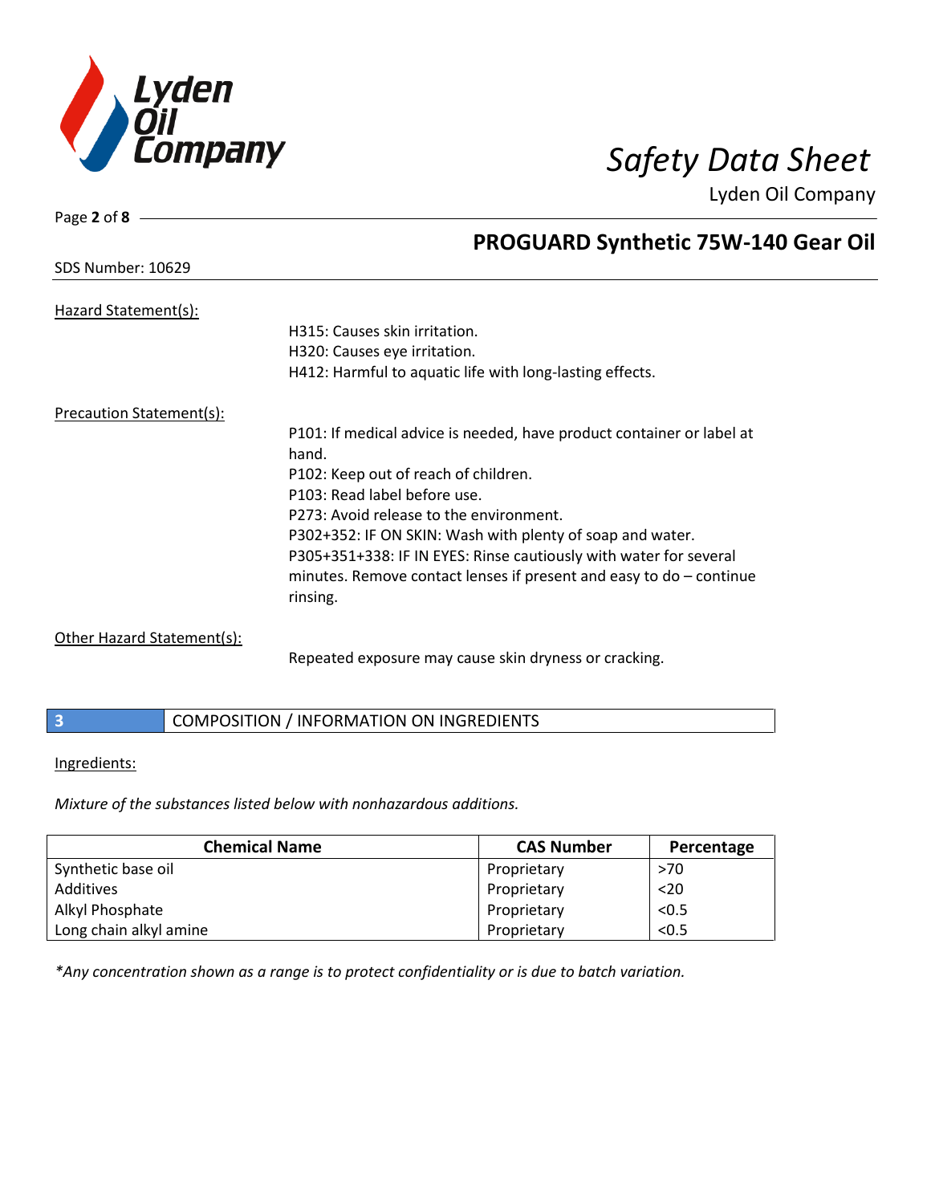Hazard Statement(s):

H315: Causes skin irritation.
H320: Causes eye irritation.
H412: Harmful to aquatic life with long-lasting effects.

Precaution Statement(s):

P101: If medical advice is needed, have product container or label at hand.
P102: Keep out of reach of children.
P103: Read label before use.
P273: Avoid release to the environment.
P302+352: IF ON SKIN: Wash with plenty of soap and water.
P305+351+338: IF IN EYES: Rinse cautiously with water for several minutes. Remove contact lenses if present and easy to do – continue rinsing.

Other Hazard Statement(s):

Repeated exposure may cause skin dryness or cracking.

## 3 COMPOSITION / INFORMATION ON INGREDIENTS

Ingredients:

*Mixture of the substances listed below with nonhazardous additions.*

| Chemical Name | CAS Number | Percentage |
|---|---|---|
| Synthetic base oil | Proprietary | >70 |
| Additives | Proprietary | <20 |
| Alkyl Phosphate | Proprietary | <0.5 |
| Long chain alkyl amine | Proprietary | <0.5 |

*\*Any concentration shown as a range is to protect confidentiality or is due to batch variation.*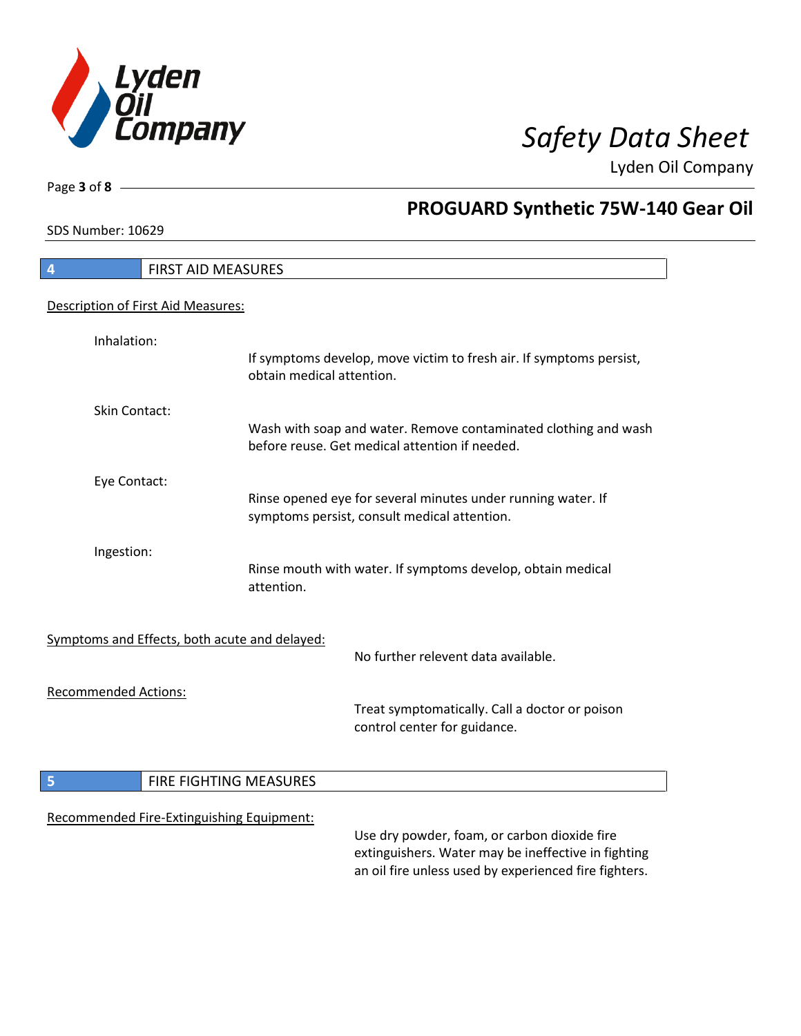## 4 FIRST AID MEASURES

Description of First Aid Measures:

**Inhalation:**
If symptoms develop, move victim to fresh air. If symptoms persist, obtain medical attention.

**Skin Contact:**
Wash with soap and water. Remove contaminated clothing and wash before reuse. Get medical attention if needed.

**Eye Contact:**
Rinse opened eye for several minutes under running water. If symptoms persist, consult medical attention.

**Ingestion:**
Rinse mouth with water. If symptoms develop, obtain medical attention.

Symptoms and Effects, both acute and delayed:

No further relevent data available.

Recommended Actions:

Treat symptomatically. Call a doctor or poison control center for guidance.

## 5 FIRE FIGHTING MEASURES

Recommended Fire-Extinguishing Equipment:

Use dry powder, foam, or carbon dioxide fire extinguishers. Water may be ineffective in fighting an oil fire unless used by experienced fire fighters.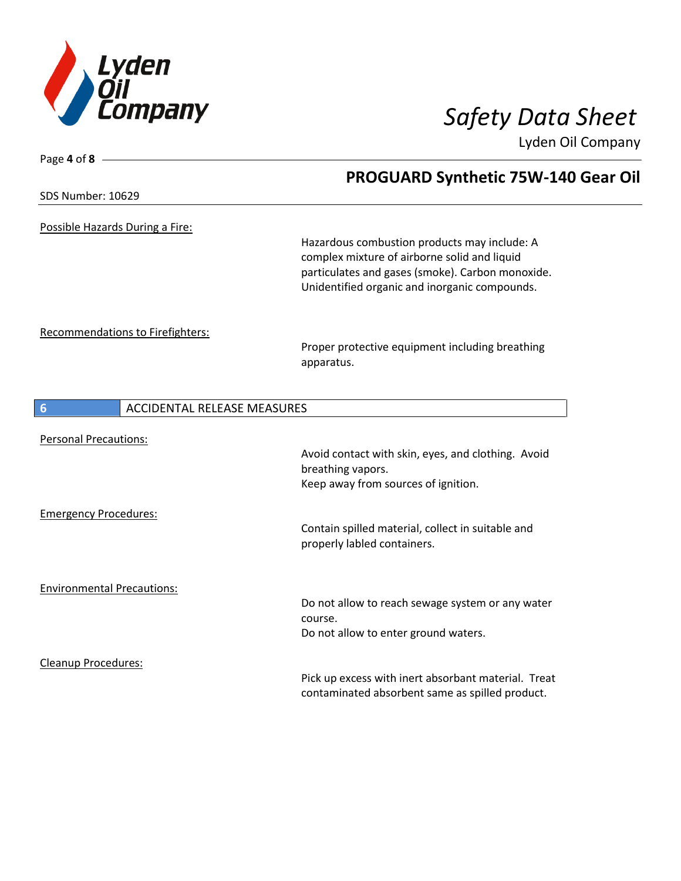Possible Hazards During a Fire:

Hazardous combustion products may include: A complex mixture of airborne solid and liquid particulates and gases (smoke). Carbon monoxide. Unidentified organic and inorganic compounds.

Recommendations to Firefighters:

Proper protective equipment including breathing apparatus.

## 6 ACCIDENTAL RELEASE MEASURES

Personal Precautions:

Avoid contact with skin, eyes, and clothing. Avoid breathing vapors.
Keep away from sources of ignition.

Emergency Procedures:

Contain spilled material, collect in suitable and properly labled containers.

Environmental Precautions:

Do not allow to reach sewage system or any water course.
Do not allow to enter ground waters.

Cleanup Procedures:

Pick up excess with inert absorbant material. Treat contaminated absorbent same as spilled product.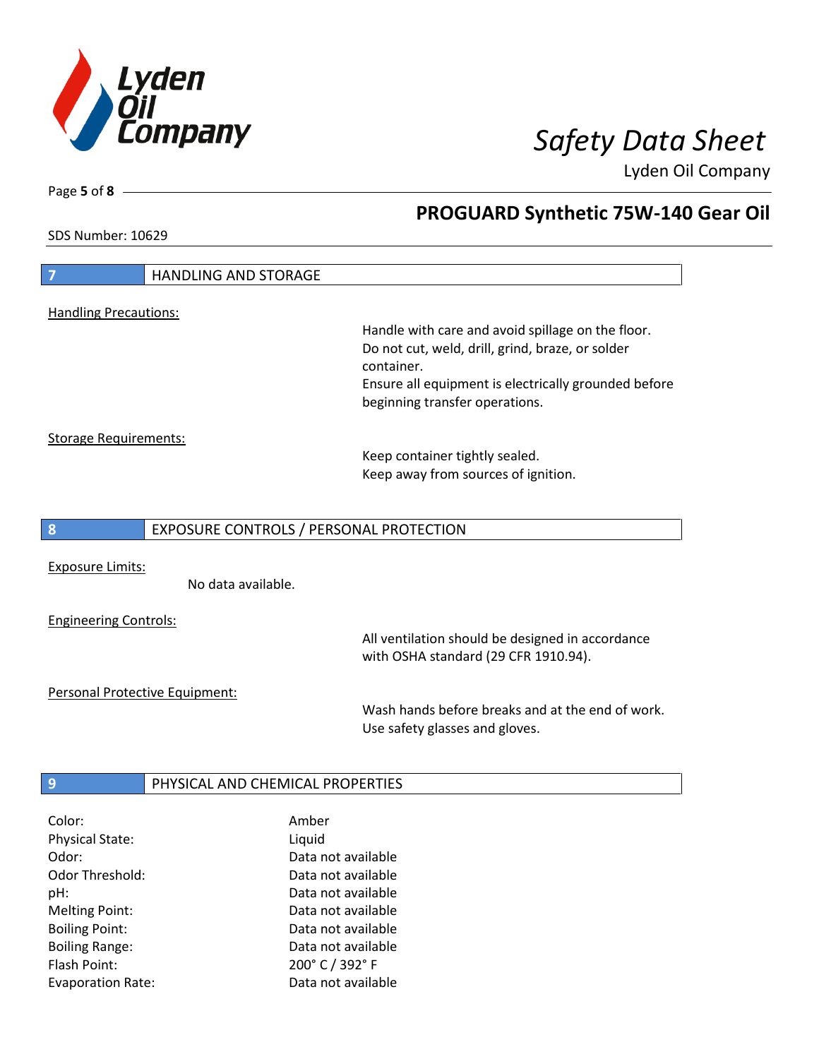## 7 HANDLING AND STORAGE

Handling Precautions:

Handle with care and avoid spillage on the floor.
Do not cut, weld, drill, grind, braze, or solder container.
Ensure all equipment is electrically grounded before beginning transfer operations.

Storage Requirements:

Keep container tightly sealed.
Keep away from sources of ignition.

## 8 EXPOSURE CONTROLS / PERSONAL PROTECTION

Exposure Limits:

No data available.

Engineering Controls:

All ventilation should be designed in accordance with OSHA standard (29 CFR 1910.94).

Personal Protective Equipment:

Wash hands before breaks and at the end of work.
Use safety glasses and gloves.

## 9 PHYSICAL AND CHEMICAL PROPERTIES

| | |
|---|---|
| Color: | Amber |
| Physical State: | Liquid |
| Odor: | Data not available |
| Odor Threshold: | Data not available |
| pH: | Data not available |
| Melting Point: | Data not available |
| Boiling Point: | Data not available |
| Boiling Range: | Data not available |
| Flash Point: | 200° C / 392° F |
| Evaporation Rate: | Data not available |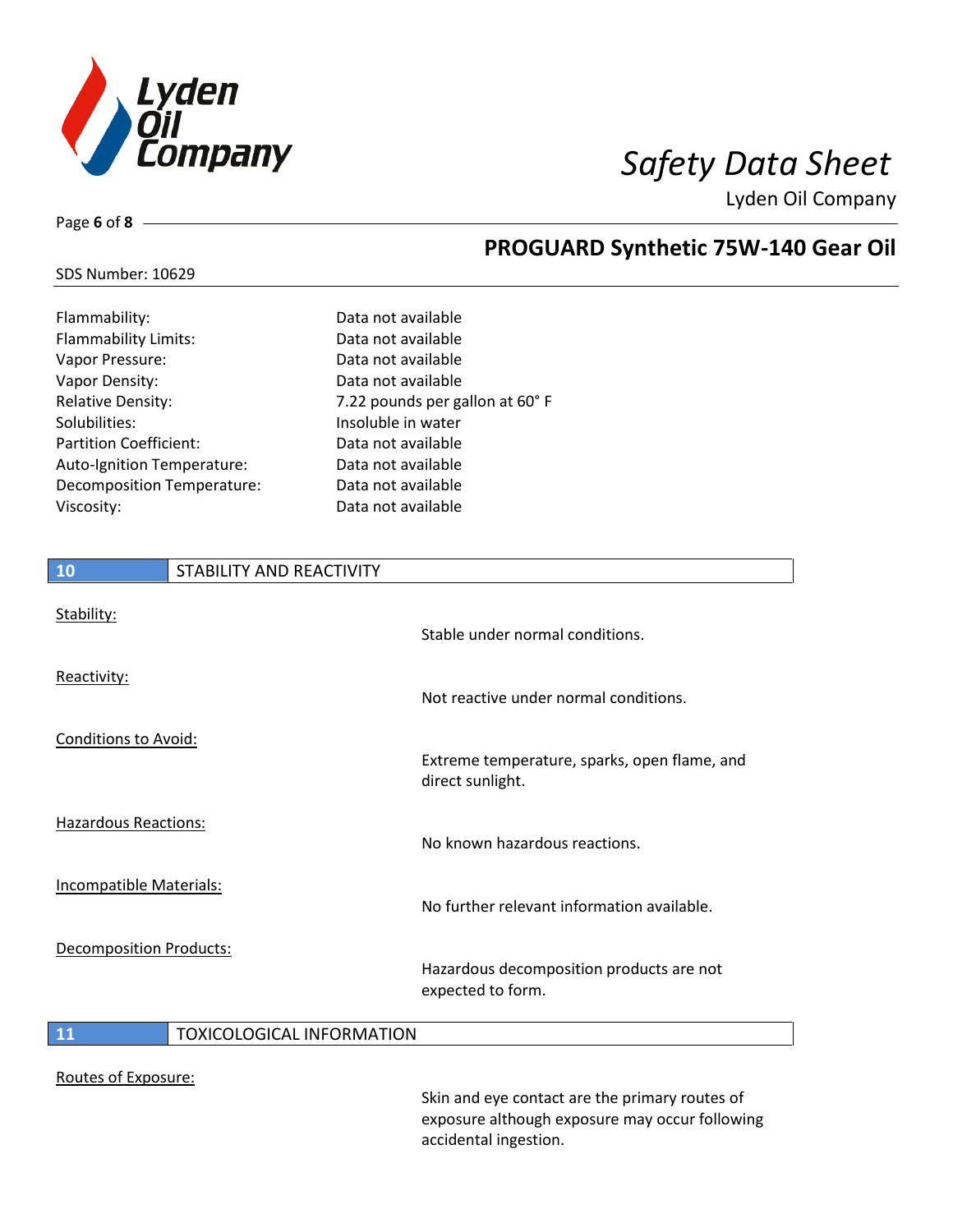| | |
|---|---|
| Flammability: | Data not available |
| Flammability Limits: | Data not available |
| Vapor Pressure: | Data not available |
| Vapor Density: | Data not available |
| Relative Density: | 7.22 pounds per gallon at 60° F |
| Solubilities: | Insoluble in water |
| Partition Coefficient: | Data not available |
| Auto-Ignition Temperature: | Data not available |
| Decomposition Temperature: | Data not available |
| Viscosity: | Data not available |

## 10 STABILITY AND REACTIVITY

**Stability:**

Stable under normal conditions.

**Reactivity:**

Not reactive under normal conditions.

**Conditions to Avoid:**

Extreme temperature, sparks, open flame, and direct sunlight.

**Hazardous Reactions:**

No known hazardous reactions.

**Incompatible Materials:**

No further relevant information available.

**Decomposition Products:**

Hazardous decomposition products are not expected to form.

## 11 TOXICOLOGICAL INFORMATION

**Routes of Exposure:**

Skin and eye contact are the primary routes of exposure although exposure may occur following accidental ingestion.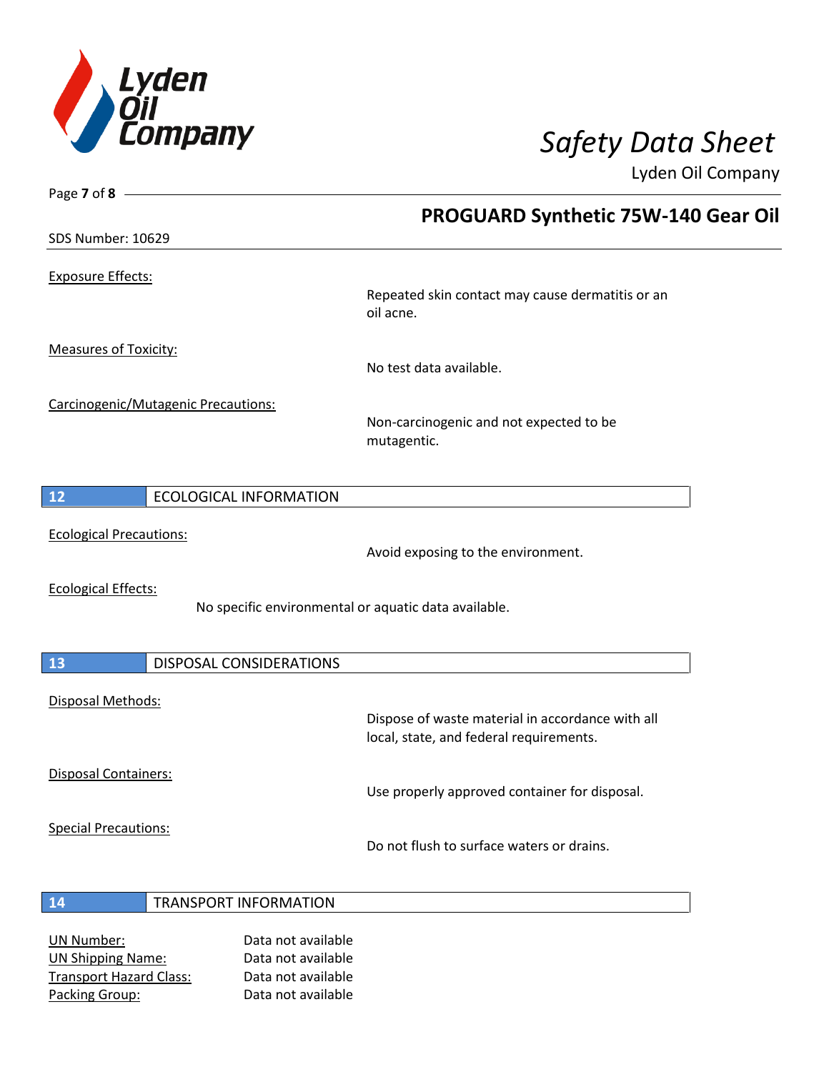Exposure Effects:

Repeated skin contact may cause dermatitis or an oil acne.

Measures of Toxicity:

No test data available.

Carcinogenic/Mutagenic Precautions:

Non-carcinogenic and not expected to be mutagentic.

## 12 ECOLOGICAL INFORMATION

Ecological Precautions:

Avoid exposing to the environment.

Ecological Effects:

No specific environmental or aquatic data available.

## 13 DISPOSAL CONSIDERATIONS

Disposal Methods:

Dispose of waste material in accordance with all local, state, and federal requirements.

Disposal Containers:

Use properly approved container for disposal.

Special Precautions:

Do not flush to surface waters or drains.

## 14 TRANSPORT INFORMATION

| | |
|---|---|
| UN Number: | Data not available |
| UN Shipping Name: | Data not available |
| Transport Hazard Class: | Data not available |
| Packing Group: | Data not available |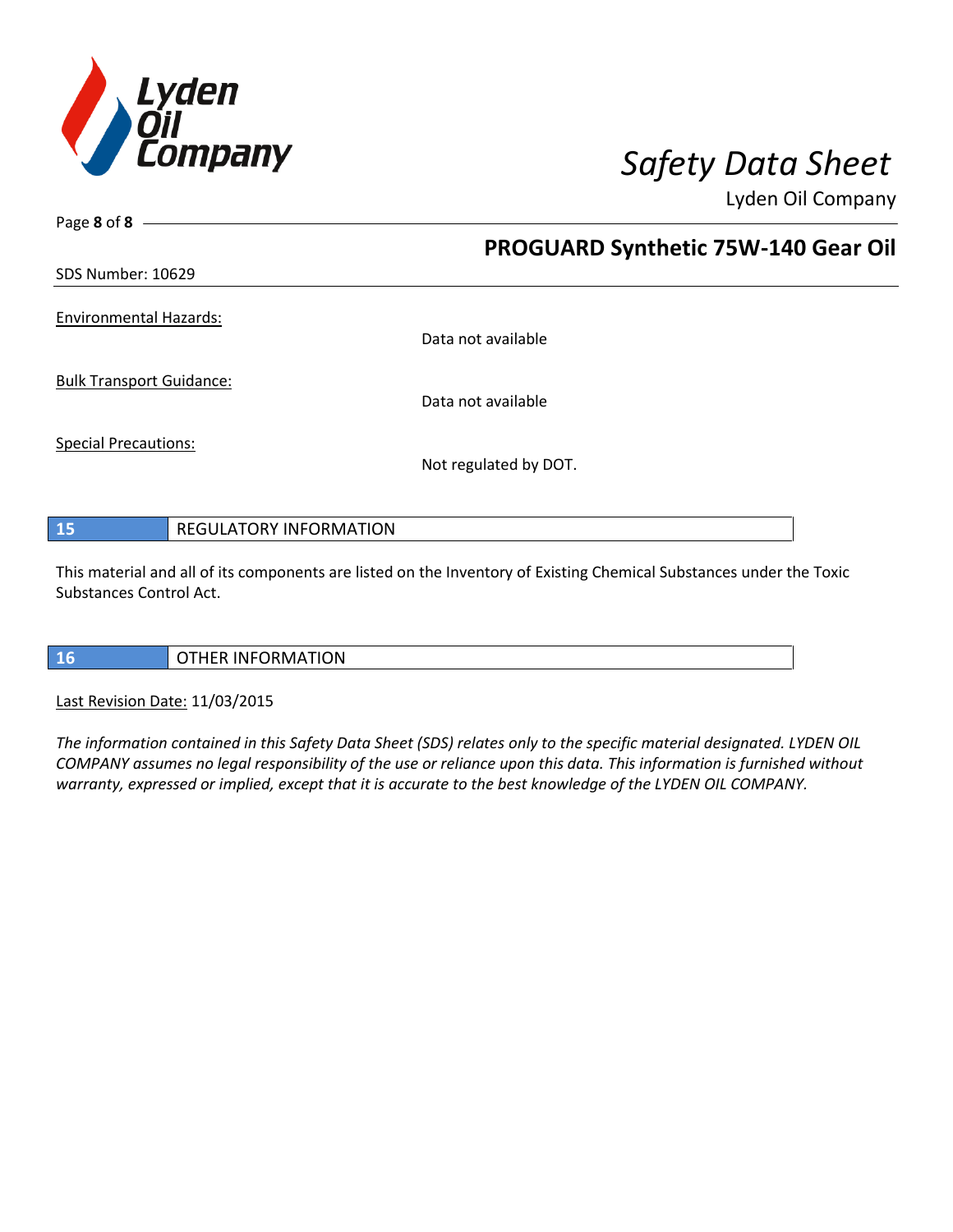Environmental Hazards:

Data not available

Bulk Transport Guidance:

Data not available

Special Precautions:

Not regulated by DOT.

## 15 REGULATORY INFORMATION

This material and all of its components are listed on the Inventory of Existing Chemical Substances under the Toxic Substances Control Act.

## 16 OTHER INFORMATION

Last Revision Date: 11/03/2015

*The information contained in this Safety Data Sheet (SDS) relates only to the specific material designated. LYDEN OIL COMPANY assumes no legal responsibility of the use or reliance upon this data. This information is furnished without warranty, expressed or implied, except that it is accurate to the best knowledge of the LYDEN OIL COMPANY.*